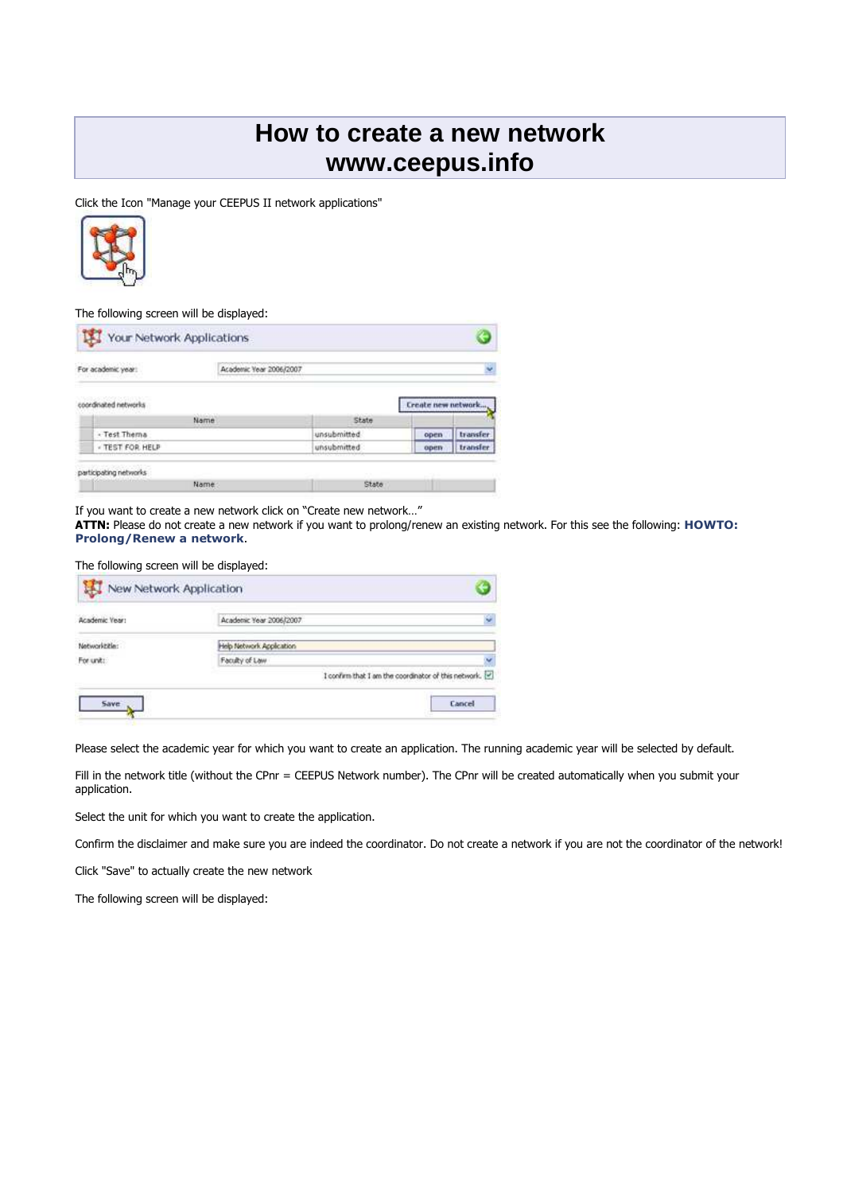# How to create a new network
# www.ceepus.info

Click the Icon "Manage your CEEPUS II network applications"

The following screen will be displayed:

If you want to create a new network click on “Create new network…”
**ATTN:** Please do not create a new network if you want to prolong/renew an existing network. For this see the following: **HOWTO: Prolong/Renew a network**.

The following screen will be displayed:

Please select the academic year for which you want to create an application. The running academic year will be selected by default.

Fill in the network title (without the CPnr = CEEPUS Network number). The CPnr will be created automatically when you submit your application.

Select the unit for which you want to create the application.

Confirm the disclaimer and make sure you are indeed the coordinator. Do not create a network if you are not the coordinator of the network!

Click "Save" to actually create the new network

The following screen will be displayed: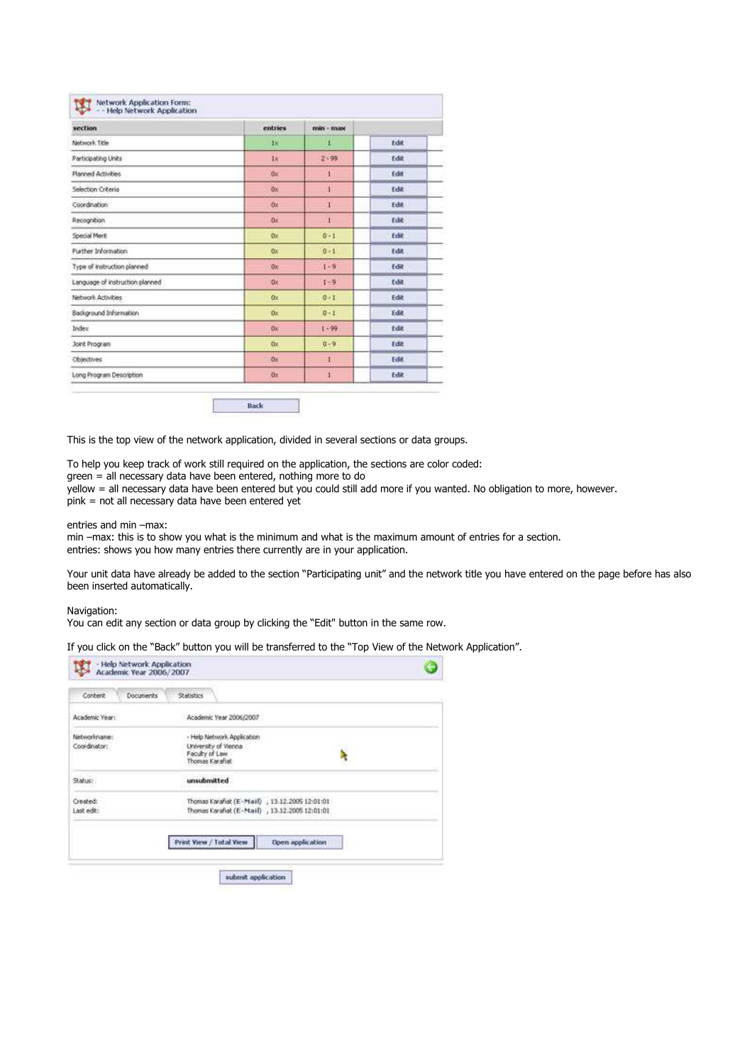**Network Application Form:**
**- - Help Network Application**

| section | entries | min - max | |
|---|---|---|---|
| Network Title | 1x | 1 | Edit |
| Participating Units | 1x | 2 - 99 | Edit |
| Planned Activities | 0x | 1 | Edit |
| Selection Criteria | 0x | 1 | Edit |
| Coordination | 0x | 1 | Edit |
| Recognition | 0x | 1 | Edit |
| Special Merit | 0x | 0 - 1 | Edit |
| Further Information | 0x | 0 - 1 | Edit |
| Type of instruction planned | 0x | 1 - 9 | Edit |
| Language of instruction planned | 0x | 1 - 9 | Edit |
| Network Activities | 0x | 0 - 1 | Edit |
| Background Information | 0x | 0 - 1 | Edit |
| Index | 0x | 1 - 99 | Edit |
| Joint Program | 0x | 0 - 9 | Edit |
| Objectives | 0x | 1 | Edit |
| Long Program Description | 0x | 1 | Edit |

Back

This is the top view of the network application, divided in several sections or data groups.

To help you keep track of work still required on the application, the sections are color coded:
green = all necessary data have been entered, nothing more to do
yellow = all necessary data have been entered but you could still add more if you wanted. No obligation to more, however.
pink = not all necessary data have been entered yet

entries and min –max:
min –max: this is to show you what is the minimum and what is the maximum amount of entries for a section.
entries: shows you how many entries there currently are in your application.

Your unit data have already be added to the section "Participating unit" and the network title you have entered on the page before has also been inserted automatically.

Navigation:
You can edit any section or data group by clicking the "Edit" button in the same row.

If you click on the "Back" button you will be transferred to the "Top View of the Network Application".

**- Help Network Application**
**Academic Year 2006/2007**

Content | Documents | Statistics

| | |
|---|---|
| Academic Year: | Academic Year 2006/2007 |
| Networkname: | - Help Network Application |
| Coordinator: | University of Vienna<br>Faculty of Law<br>Thomas Karafiat |
| Status: | **unsubmitted** |
| Created: | Thomas Karafiat (E-Mail) , 13.12.2005 12:01:01 |
| Last edit: | Thomas Karafiat (E-Mail) , 13.12.2005 12:01:01 |

Print View / Total View | Open application

submit application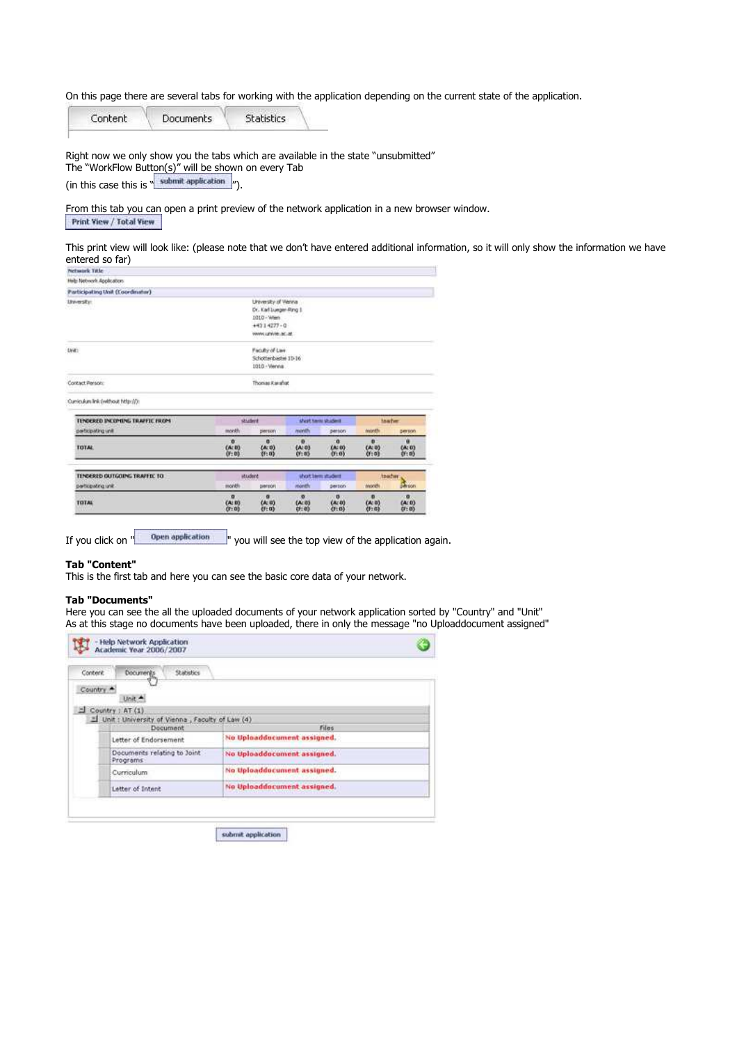On this page there are several tabs for working with the application depending on the current state of the application.

Content | Documents | Statistics

Right now we only show you the tabs which are available in the state "unsubmitted"
The "WorkFlow Button(s)" will be shown on every Tab
(in this case this is "submit application").

From this tab you can open a print preview of the network application in a new browser window.

Print View / Total View

This print view will look like: (please note that we don't have entered additional information, so it will only show the information we have entered so far)

**Network Title**

Help Network Application

**Participating Unit (Coordinator)**

| | |
|---|---|
| University: | University of Vienna<br>Dr. Karl Lueger-Ring 1<br>1010 - Wien<br>+43 1 4277 - 0<br>www.univie.ac.at |
| Unit: | Faculty of Law<br>Schottenbastei 10-16<br>1010 - Vienna |
| Contact Person: | Thomas Karafiat |
| Curriculum link (without http://): | |

| TENDERED INCOMING TRAFFIC FROM | student | | short term student | | teacher | |
|---|---|---|---|---|---|---|
| participating unit | month | person | month | person | month | person |
| TOTAL | 0 (A: 0) (F: 0) | 0 (A: 0) (F: 0) | 0 (A: 0) (F: 0) | 0 (A: 0) (F: 0) | 0 (A: 0) (F: 0) | 0 (A: 0) (F: 0) |

| TENDERED OUTGOING TRAFFIC TO | student | | short term student | | teacher | |
|---|---|---|---|---|---|---|
| participating unit | month | person | month | person | month | person |
| TOTAL | 0 (A: 0) (F: 0) | 0 (A: 0) (F: 0) | 0 (A: 0) (F: 0) | 0 (A: 0) (F: 0) | 0 (A: 0) (F: 0) | 0 (A: 0) (F: 0) |

If you click on "Open application" you will see the top view of the application again.

**Tab "Content"**
This is the first tab and here you can see the basic core data of your network.

**Tab "Documents"**
Here you can see the all the uploaded documents of your network application sorted by "Country" and "Unit"
As at this stage no documents have been uploaded, there in only the message "no Uploaddocument assigned"

- Help Network Application
Academic Year 2006/2007

Content | Documents | Statistics

Country ▲ Unit ▲

Country : AT (1)

Unit : University of Vienna , Faculty of Law (4)

| Document | Files |
|---|---|
| Letter of Endorsement | No Uploaddocument assigned. |
| Documents relating to Joint Programs | No Uploaddocument assigned. |
| Curriculum | No Uploaddocument assigned. |
| Letter of Intent | No Uploaddocument assigned. |

submit application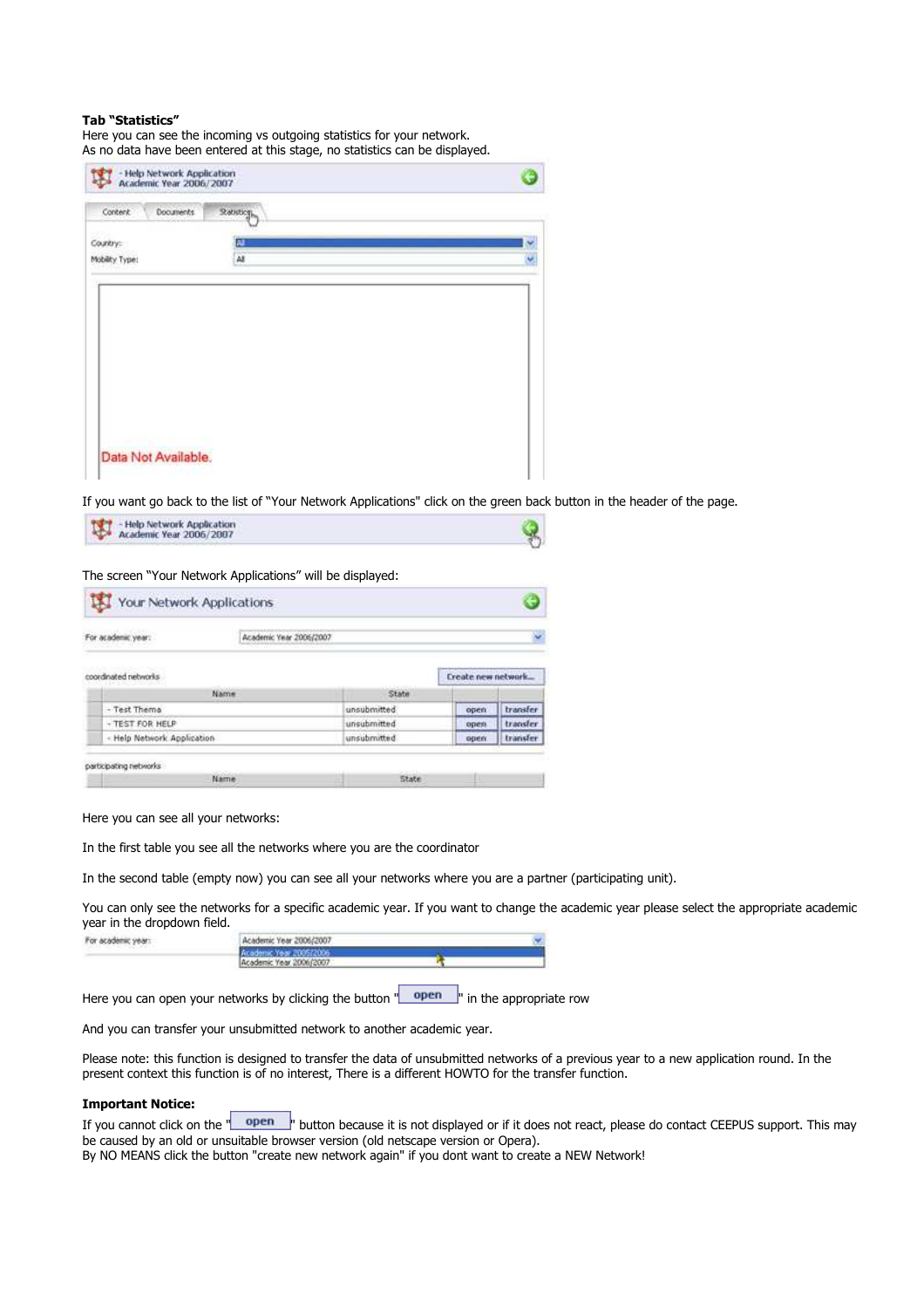**Tab "Statistics"**

Here you can see the incoming vs outgoing statistics for your network.
As no data have been entered at this stage, no statistics can be displayed.

If you want go back to the list of "Your Network Applications" click on the green back button in the header of the page.

The screen "Your Network Applications" will be displayed:

Here you can see all your networks:

In the first table you see all the networks where you are the coordinator

In the second table (empty now) you can see all your networks where you are a partner (participating unit).

You can only see the networks for a specific academic year. If you want to change the academic year please select the appropriate academic year in the dropdown field.

Here you can open your networks by clicking the button "open" in the appropriate row

And you can transfer your unsubmitted network to another academic year.

Please note: this function is designed to transfer the data of unsubmitted networks of a previous year to a new application round. In the present context this function is of no interest, There is a different HOWTO for the transfer function.

**Important Notice:**

If you cannot click on the "open" button because it is not displayed or if it does not react, please do contact CEEPUS support. This may be caused by an old or unsuitable browser version (old netscape version or Opera).
By NO MEANS click the button "create new network again" if you dont want to create a NEW Network!